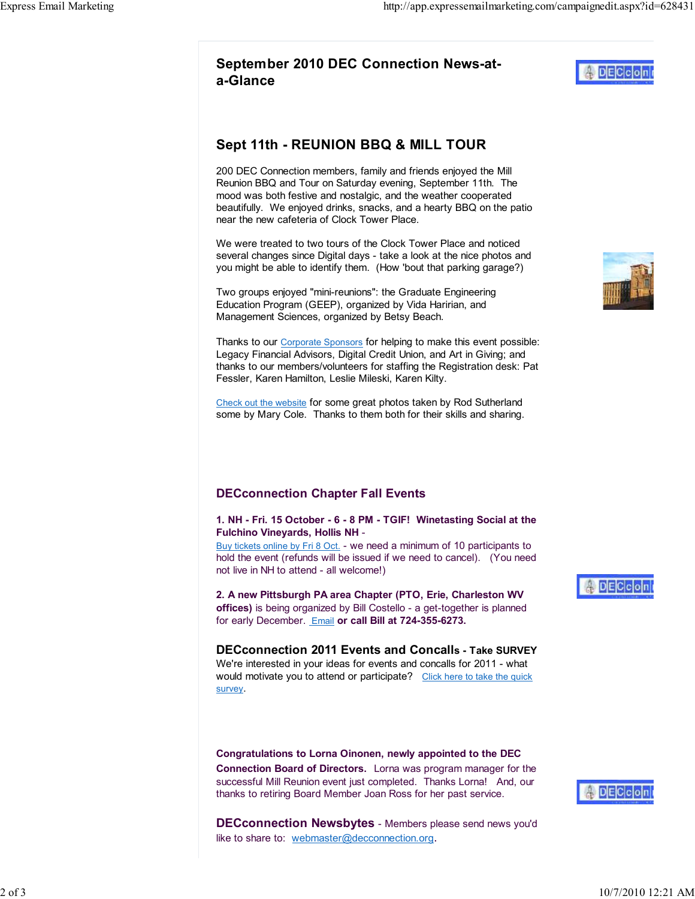# September 2010 DEC Connection News-at-a-Glance

## Sept 11th - REUNION BBQ & MILL TOUR

200 DEC Connection members, family and friends enjoyed the Mill Reunion BBQ and Tour on Saturday evening, September 11th. The mood was both festive and nostalgic, and the weather cooperated beautifully. We enjoyed drinks, snacks, and a hearty BBQ on the patio near the new cafeteria of Clock Tower Place.

We were treated to two tours of the Clock Tower Place and noticed several changes since Digital days - take a look at the nice photos and you might be able to identify them. (How 'bout that parking garage?)

Two groups enjoyed "mini-reunions": the Graduate Engineering Education Program (GEEP), organized by Vida Haririan, and Management Sciences, organized by Betsy Beach.

Thanks to our Corporate Sponsors for helping to make this event possible: Legacy Financial Advisors, Digital Credit Union, and Art in Giving; and thanks to our members/volunteers for staffing the Registration desk: Pat Fessler, Karen Hamilton, Leslie Mileski, Karen Kilty.

Check out the website for some great photos taken by Rod Sutherland some by Mary Cole. Thanks to them both for their skills and sharing.

## DECconnection Chapter Fall Events

**1. NH - Fri. 15 October - 6 - 8 PM - TGIF! Winetasting Social at the Fulchino Vineyards, Hollis NH** -
Buy tickets online by Fri 8 Oct. - we need a minimum of 10 participants to hold the event (refunds will be issued if we need to cancel). (You need not live in NH to attend - all welcome!)

**2. A new Pittsburgh PA area Chapter (PTO, Erie, Charleston WV offices)** is being organized by Bill Costello - a get-together is planned for early December. Email **or call Bill at 724-355-6273.**

## DECconnection 2011 Events and Concalls - Take SURVEY

We're interested in your ideas for events and concalls for 2011 - what would motivate you to attend or participate? Click here to take the quick survey.

**Congratulations to Lorna Oinonen, newly appointed to the DEC Connection Board of Directors.** Lorna was program manager for the successful Mill Reunion event just completed. Thanks Lorna! And, our thanks to retiring Board Member Joan Ross for her past service.

**DECconnection Newsbytes** - Members please send news you'd like to share to: webmaster@decconnection.org.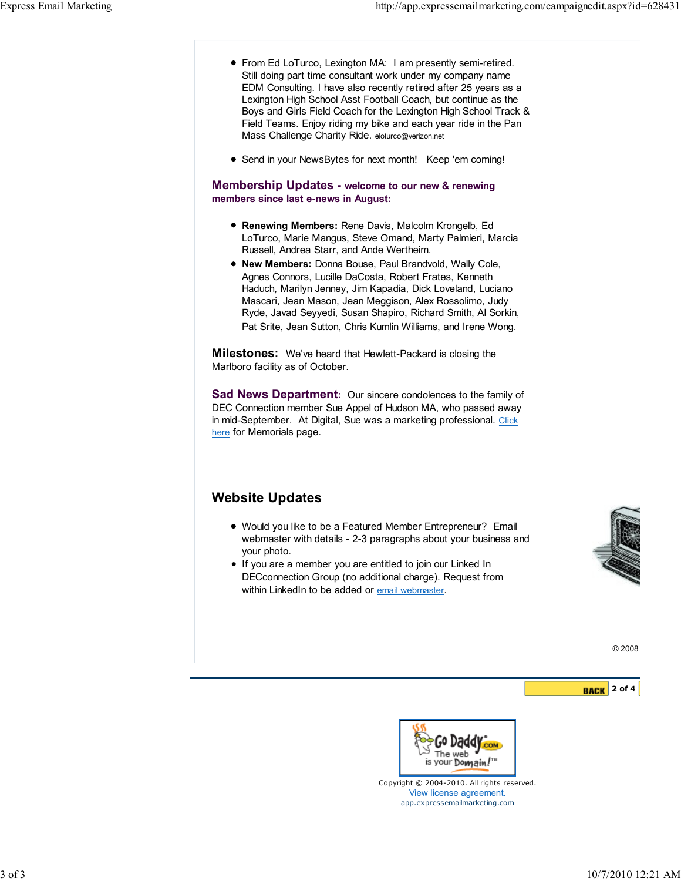- From Ed LoTurco, Lexington MA: I am presently semi-retired. Still doing part time consultant work under my company name EDM Consulting. I have also recently retired after 25 years as a Lexington High School Asst Football Coach, but continue as the Boys and Girls Field Coach for the Lexington High School Track & Field Teams. Enjoy riding my bike and each year ride in the Pan Mass Challenge Charity Ride. eloturco@verizon.net

- Send in your NewsBytes for next month! Keep 'em coming!

## Membership Updates - welcome to our new & renewing members since last e-news in August:

- **Renewing Members:** Rene Davis, Malcolm Krongelb, Ed LoTurco, Marie Mangus, Steve Omand, Marty Palmieri, Marcia Russell, Andrea Starr, and Ande Wertheim.
- **New Members:** Donna Bouse, Paul Brandvold, Wally Cole, Agnes Connors, Lucille DaCosta, Robert Frates, Kenneth Haduch, Marilyn Jenney, Jim Kapadia, Dick Loveland, Luciano Mascari, Jean Mason, Jean Meggison, Alex Rossolimo, Judy Ryde, Javad Seyyedi, Susan Shapiro, Richard Smith, Al Sorkin, Pat Srite, Jean Sutton, Chris Kumlin Williams, and Irene Wong.

**Milestones:** We've heard that Hewlett-Packard is closing the Marlboro facility as of October.

**Sad News Department:** Our sincere condolences to the family of DEC Connection member Sue Appel of Hudson MA, who passed away in mid-September. At Digital, Sue was a marketing professional. Click here for Memorials page.

## Website Updates

- Would you like to be a Featured Member Entrepreneur? Email webmaster with details - 2-3 paragraphs about your business and your photo.
- If you are a member you are entitled to join our Linked In DECconnection Group (no additional charge). Request from within LinkedIn to be added or email webmaster.

© 2008

BACK 2 of 4

Copyright © 2004-2010. All rights reserved.
View license agreement.
app.expressemailmarketing.com